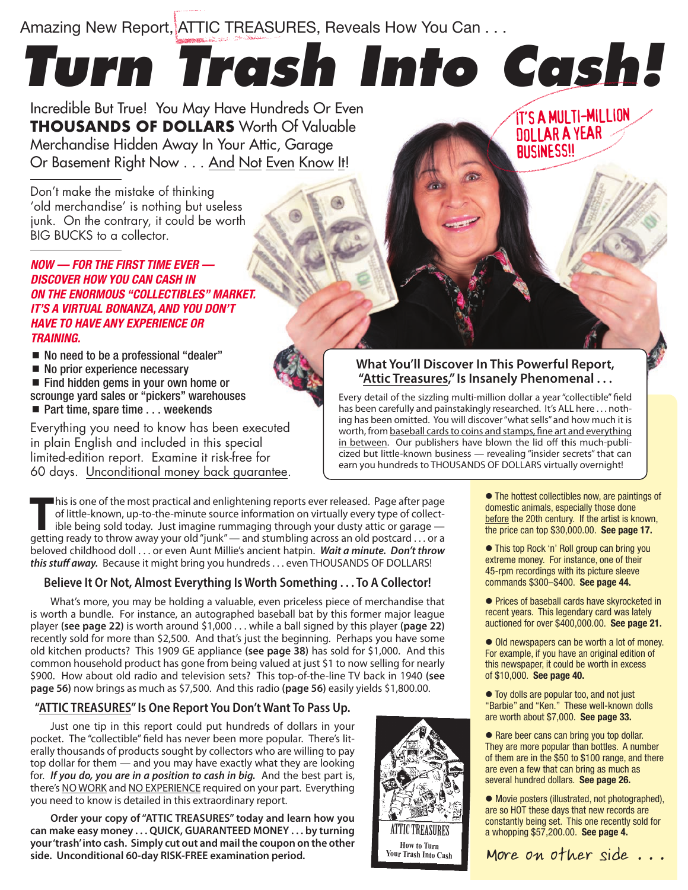Amazing New Report, ATTIC TREASURES, Reveals How You Can . . .

# *Turn Trash Into Cash!*

Incredible But True! You May Have Hundreds Or Even **THOUSANDS OF DOLLARS** Worth Of Valuable Merchandise Hidden Away In Your Attic, Garage Or Basement Right Now . . . And Not Even Know It!

IT'S A MULTI-MILLION DOLLAR A YEAR BUSINESS!!

Don't make the mistake of thinking 'old merchandise' is nothing but useless junk. On the contrary, it could be worth BIG BUCKS to a collector.

***NOW — FOR THE FIRST TIME EVER — DISCOVER HOW YOU CAN CASH IN ON THE ENORMOUS "COLLECTIBLES" MARKET. IT'S A VIRTUAL BONANZA, AND YOU DON'T HAVE TO HAVE ANY EXPERIENCE OR TRAINING.***

- No need to be a professional "dealer"
- No prior experience necessary
- Find hidden gems in your own home or scrounge yard sales or "pickers" warehouses
- Part time, spare time . . . weekends

Everything you need to know has been executed in plain English and included in this special limited-edition report. Examine it risk-free for 60 days. Unconditional money back guarantee.

### What You'll Discover In This Powerful Report, "Attic Treasures," Is Insanely Phenomenal . . .

Every detail of the sizzling multi-million dollar a year "collectible" field has been carefully and painstakingly researched. It's ALL here . . . nothing has been omitted. You will discover "what sells" and how much it is worth, from baseball cards to coins and stamps, fine art and everything in between. Our publishers have blown the lid off this much-publicized but little-known business — revealing "insider secrets" that can earn you hundreds to THOUSANDS OF DOLLARS virtually overnight!

This is one of the most practical and enlightening reports ever released. Page after page of little-known, up-to-the-minute source information on virtually every type of collectible being sold today. Just imagine rummaging through your dusty attic or garage — getting ready to throw away your old "junk" — and stumbling across an old postcard . . . or a beloved childhood doll . . . or even Aunt Millie's ancient hatpin. ***Wait a minute. Don't throw this stuff away.*** Because it might bring you hundreds . . . even THOUSANDS OF DOLLARS!

### Believe It Or Not, Almost Everything Is Worth Something . . . To A Collector!

What's more, you may be holding a valuable, even priceless piece of merchandise that is worth a bundle. For instance, an autographed baseball bat by this former major league player **(see page 22)** is worth around $1,000 . . . while a ball signed by this player **(page 22)** recently sold for more than $2,500. And that's just the beginning. Perhaps you have some old kitchen products? This 1909 GE appliance **(see page 38)** has sold for $1,000. And this common household product has gone from being valued at just $1 to now selling for nearly $900. How about old radio and television sets? This top-of-the-line TV back in 1940 **(see page 56)** now brings as much as $7,500. And this radio **(page 56)** easily yields $1,800.00.

### "ATTIC TREASURES" Is One Report You Don't Want To Pass Up.

Just one tip in this report could put hundreds of dollars in your pocket. The "collectible" field has never been more popular. There's literally thousands of products sought by collectors who are willing to pay top dollar for them — and you may have exactly what they are looking for. ***If you do, you are in a position to cash in big.*** And the best part is, there's NO WORK and NO EXPERIENCE required on your part. Everything you need to know is detailed in this extraordinary report.

**Order your copy of "ATTIC TREASURES" today and learn how you can make easy money . . . QUICK, GUARANTEED MONEY . . . by turning your 'trash' into cash. Simply cut out and mail the coupon on the other side. Unconditional 60-day RISK-FREE examination period.**

ATTIC TREASURES
How to Turn Your Trash Into Cash

- The hottest collectibles now, are paintings of domestic animals, especially those done before the 20th century. If the artist is known, the price can top $30,000.00. **See page 17.**
- This top Rock 'n' Roll group can bring you extreme money. For instance, one of their 45-rpm recordings with its picture sleeve commands $300–$400. **See page 44.**
- Prices of baseball cards have skyrocketed in recent years. This legendary card was lately auctioned for over $400,000.00. **See page 21.**
- Old newspapers can be worth a lot of money. For example, if you have an original edition of this newspaper, it could be worth in excess of $10,000. **See page 40.**
- Toy dolls are popular too, and not just "Barbie" and "Ken." These well-known dolls are worth about $7,000. **See page 33.**
- Rare beer cans can bring you top dollar. They are more popular than bottles. A number of them are in the $50 to $100 range, and there are even a few that can bring as much as several hundred dollars. **See page 26.**
- Movie posters (illustrated, not photographed), are so HOT these days that new records are constantly being set. This one recently sold for a whopping $57,200.00. **See page 4.**

More on other side . . .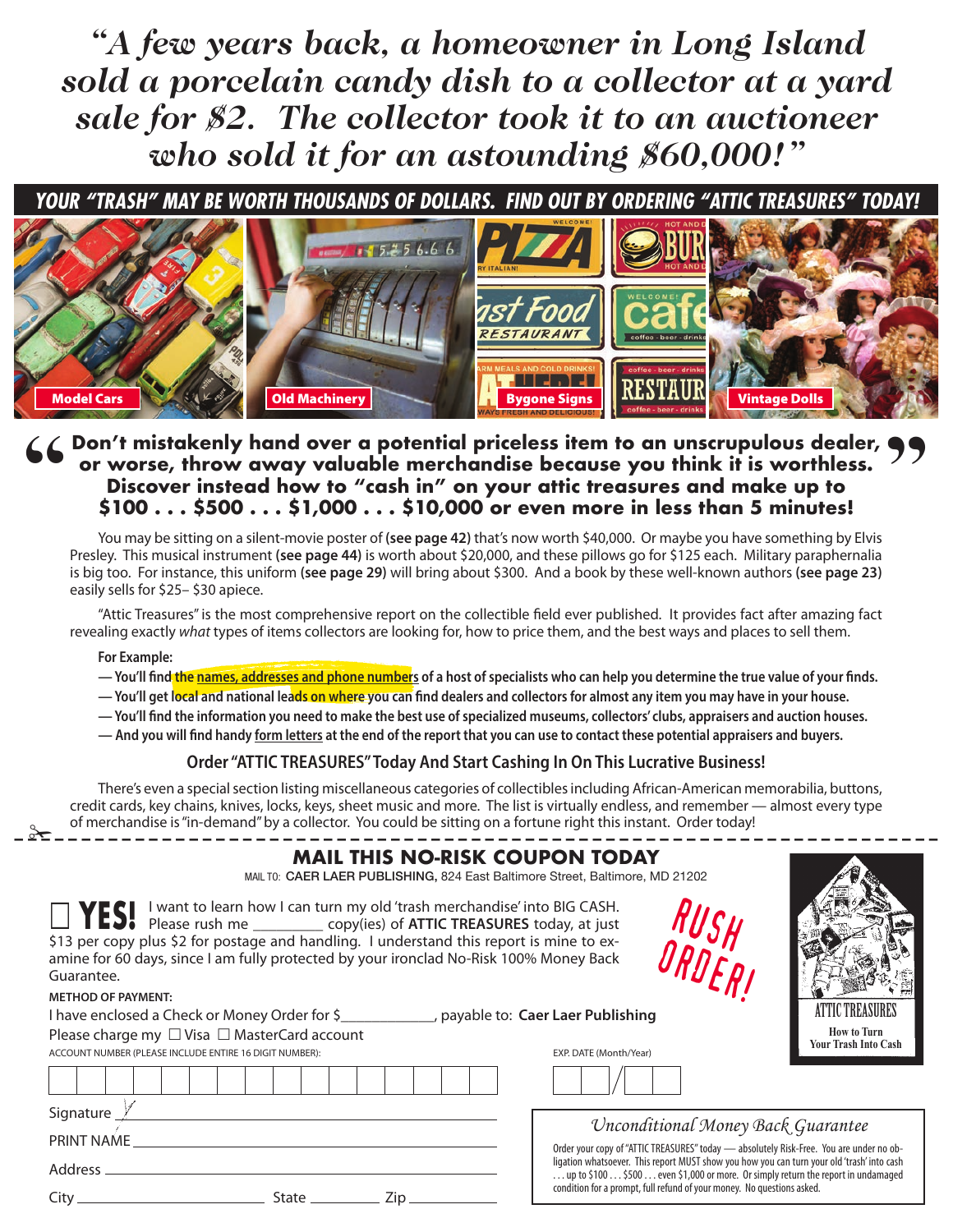# *"A few years back, a homeowner in Long Island sold a porcelain candy dish to a collector at a yard sale for $2. The collector took it to an auctioneer who sold it for an astounding $60,000!"*

**YOUR "TRASH" MAY BE WORTH THOUSANDS OF DOLLARS. FIND OUT BY ORDERING "ATTIC TREASURES" TODAY!**

Model Cars | Old Machinery | Bygone Signs | Vintage Dolls

**"Don't mistakenly hand over a potential priceless item to an unscrupulous dealer, or worse, throw away valuable merchandise because you think it is worthless. Discover instead how to "cash in" on your attic treasures and make up to $100 . . . $500 . . . $1,000 . . . $10,000 or even more in less than 5 minutes!"**

You may be sitting on a silent-movie poster of **(see page 42)** that's now worth $40,000. Or maybe you have something by Elvis Presley. This musical instrument **(see page 44)** is worth about $20,000, and these pillows go for $125 each. Military paraphernalia is big too. For instance, this uniform **(see page 29)** will bring about $300. And a book by these well-known authors **(see page 23)** easily sells for $25– $30 apiece.

"Attic Treasures" is the most comprehensive report on the collectible field ever published. It provides fact after amazing fact revealing exactly *what* types of items collectors are looking for, how to price them, and the best ways and places to sell them.

**For Example:**

- **— You'll find the names, addresses and phone numbers of a host of specialists who can help you determine the true value of your finds.**
- **— You'll get local and national leads on where you can find dealers and collectors for almost any item you may have in your house.**
- **— You'll find the information you need to make the best use of specialized museums, collectors' clubs, appraisers and auction houses.**
- **— And you will find handy form letters at the end of the report that you can use to contact these potential appraisers and buyers.**

## Order "ATTIC TREASURES" Today And Start Cashing In On This Lucrative Business!

There's even a special section listing miscellaneous categories of collectibles including African-American memorabilia, buttons, credit cards, key chains, knives, locks, keys, sheet music and more. The list is virtually endless, and remember — almost every type of merchandise is "in-demand" by a collector. You could be sitting on a fortune right this instant. Order today!

## MAIL THIS NO-RISK COUPON TODAY

MAIL TO: **CAER LAER PUBLISHING,** 824 East Baltimore Street, Baltimore, MD 21202

☐ **YES!** I want to learn how I can turn my old 'trash merchandise' into BIG CASH. Please rush me _________ copy(ies) of **ATTIC TREASURES** today, at just $13 per copy plus $2 for postage and handling. I understand this report is mine to examine for 60 days, since I am fully protected by your ironclad No-Risk 100% Money Back Guarantee.

**RUSH ORDER!**

ATTIC TREASURES
How to Turn Your Trash Into Cash

**METHOD OF PAYMENT:**

I have enclosed a Check or Money Order for $____________, payable to: **Caer Laer Publishing**

Please charge my ☐ Visa ☐ MasterCard account

ACCOUNT NUMBER (PLEASE INCLUDE ENTIRE 16 DIGIT NUMBER):

EXP. DATE (Month/Year)

Signature ________________________

PRINT NAME ________________________

Address ________________________

City ____________ State ________ Zip ________

*Unconditional Money Back Guarantee*

Order your copy of "ATTIC TREASURES" today — absolutely Risk-Free. You are under no obligation whatsoever. This report MUST show you how you can turn your old 'trash' into cash . . . up to $100 . . . $500 . . . even $1,000 or more. Or simply return the report in undamaged condition for a prompt, full refund of your money. No questions asked.